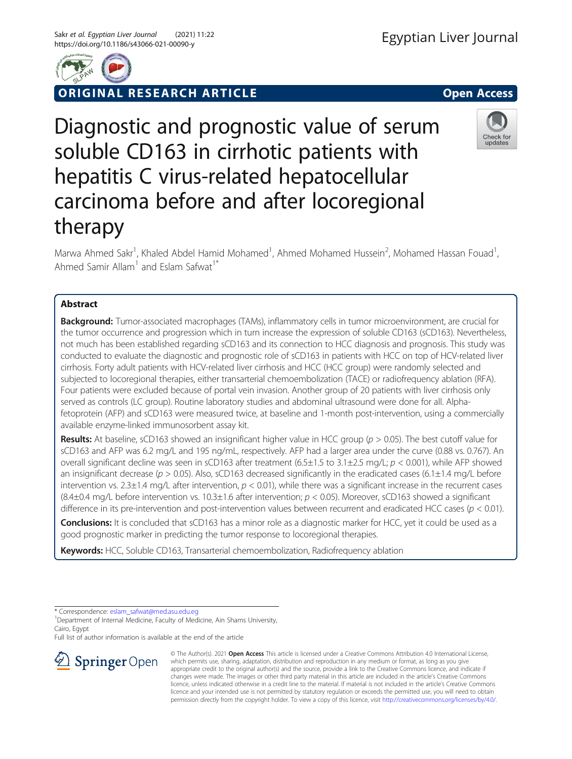ORIGINAL RESEARCH ARTICLE

Open Access

# Diagnostic and prognostic value of serum soluble CD163 in cirrhotic patients with hepatitis C virus-related hepatocellular carcinoma before and after locoregional therapy

Marwa Ahmed Sakr[1], Khaled Abdel Hamid Mohamed[1], Ahmed Mohamed Hussein[2], Mohamed Hassan Fouad[1], Ahmed Samir Allam[1] and Eslam Safwat[1*]

## Abstract

**Background:** Tumor-associated macrophages (TAMs), inflammatory cells in tumor microenvironment, are crucial for the tumor occurrence and progression which in turn increase the expression of soluble CD163 (sCD163). Nevertheless, not much has been established regarding sCD163 and its connection to HCC diagnosis and prognosis. This study was conducted to evaluate the diagnostic and prognostic role of sCD163 in patients with HCC on top of HCV-related liver cirrhosis. Forty adult patients with HCV-related liver cirrhosis and HCC (HCC group) were randomly selected and subjected to locoregional therapies, either transarterial chemoembolization (TACE) or radiofrequency ablation (RFA). Four patients were excluded because of portal vein invasion. Another group of 20 patients with liver cirrhosis only served as controls (LC group). Routine laboratory studies and abdominal ultrasound were done for all. Alpha-fetoprotein (AFP) and sCD163 were measured twice, at baseline and 1-month post-intervention, using a commercially available enzyme-linked immunosorbent assay kit.

**Results:** At baseline, sCD163 showed an insignificant higher value in HCC group ($p > 0.05$). The best cutoff value for sCD163 and AFP was 6.2 mg/L and 195 ng/mL, respectively. AFP had a larger area under the curve (0.88 vs. 0.767). An overall significant decline was seen in sCD163 after treatment (6.5±1.5 to 3.1±2.5 mg/L; $p < 0.001$), while AFP showed an insignificant decrease ($p > 0.05$). Also, sCD163 decreased significantly in the eradicated cases (6.1±1.4 mg/L before intervention vs. 2.3±1.4 mg/L after intervention, $p < 0.01$), while there was a significant increase in the recurrent cases (8.4±0.4 mg/L before intervention vs. 10.3±1.6 after intervention; $p < 0.05$). Moreover, sCD163 showed a significant difference in its pre-intervention and post-intervention values between recurrent and eradicated HCC cases ($p < 0.01$).

**Conclusions:** It is concluded that sCD163 has a minor role as a diagnostic marker for HCC, yet it could be used as a good prognostic marker in predicting the tumor response to locoregional therapies.

**Keywords:** HCC, Soluble CD163, Transarterial chemoembolization, Radiofrequency ablation

\* Correspondence: eslam_safwat@med.asu.edu.eg

[1]Department of Internal Medicine, Faculty of Medicine, Ain Shams University, Cairo, Egypt

Full list of author information is available at the end of the article

© The Author(s). 2021 **Open Access** This article is licensed under a Creative Commons Attribution 4.0 International License, which permits use, sharing, adaptation, distribution and reproduction in any medium or format, as long as you give appropriate credit to the original author(s) and the source, provide a link to the Creative Commons licence, and indicate if changes were made. The images or other third party material in this article are included in the article's Creative Commons licence, unless indicated otherwise in a credit line to the material. If material is not included in the article's Creative Commons licence and your intended use is not permitted by statutory regulation or exceeds the permitted use, you will need to obtain permission directly from the copyright holder. To view a copy of this licence, visit http://creativecommons.org/licenses/by/4.0/.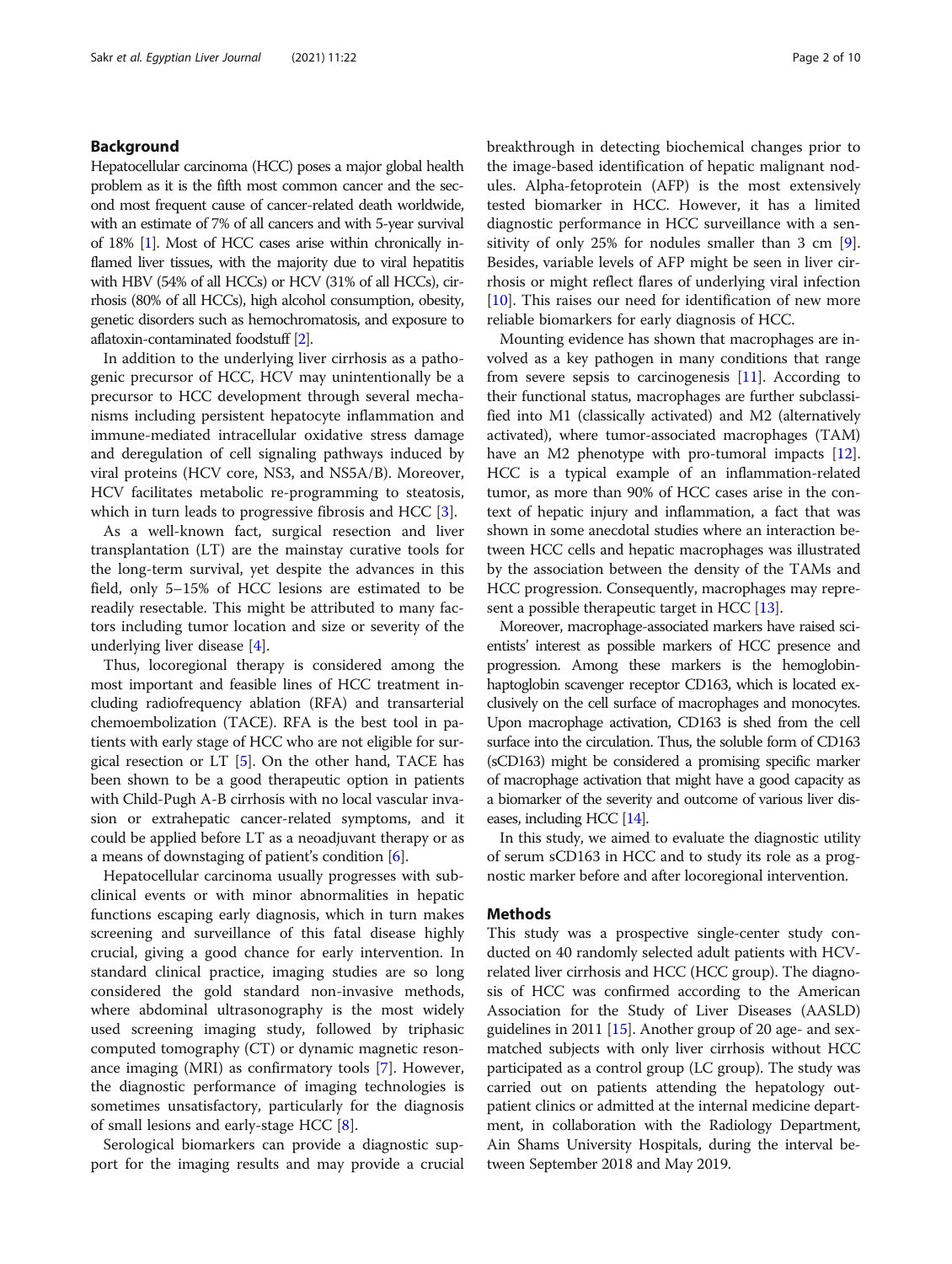## Background

Hepatocellular carcinoma (HCC) poses a major global health problem as it is the fifth most common cancer and the second most frequent cause of cancer-related death worldwide, with an estimate of 7% of all cancers and with 5-year survival of 18% [1]. Most of HCC cases arise within chronically inflamed liver tissues, with the majority due to viral hepatitis with HBV (54% of all HCCs) or HCV (31% of all HCCs), cirrhosis (80% of all HCCs), high alcohol consumption, obesity, genetic disorders such as hemochromatosis, and exposure to aflatoxin-contaminated foodstuff [2].

In addition to the underlying liver cirrhosis as a pathogenic precursor of HCC, HCV may unintentionally be a precursor to HCC development through several mechanisms including persistent hepatocyte inflammation and immune-mediated intracellular oxidative stress damage and deregulation of cell signaling pathways induced by viral proteins (HCV core, NS3, and NS5A/B). Moreover, HCV facilitates metabolic re-programming to steatosis, which in turn leads to progressive fibrosis and HCC [3].

As a well-known fact, surgical resection and liver transplantation (LT) are the mainstay curative tools for the long-term survival, yet despite the advances in this field, only 5–15% of HCC lesions are estimated to be readily resectable. This might be attributed to many factors including tumor location and size or severity of the underlying liver disease [4].

Thus, locoregional therapy is considered among the most important and feasible lines of HCC treatment including radiofrequency ablation (RFA) and transarterial chemoembolization (TACE). RFA is the best tool in patients with early stage of HCC who are not eligible for surgical resection or LT [5]. On the other hand, TACE has been shown to be a good therapeutic option in patients with Child-Pugh A-B cirrhosis with no local vascular invasion or extrahepatic cancer-related symptoms, and it could be applied before LT as a neoadjuvant therapy or as a means of downstaging of patient's condition [6].

Hepatocellular carcinoma usually progresses with subclinical events or with minor abnormalities in hepatic functions escaping early diagnosis, which in turn makes screening and surveillance of this fatal disease highly crucial, giving a good chance for early intervention. In standard clinical practice, imaging studies are so long considered the gold standard non-invasive methods, where abdominal ultrasonography is the most widely used screening imaging study, followed by triphasic computed tomography (CT) or dynamic magnetic resonance imaging (MRI) as confirmatory tools [7]. However, the diagnostic performance of imaging technologies is sometimes unsatisfactory, particularly for the diagnosis of small lesions and early-stage HCC [8].

Serological biomarkers can provide a diagnostic support for the imaging results and may provide a crucial breakthrough in detecting biochemical changes prior to the image-based identification of hepatic malignant nodules. Alpha-fetoprotein (AFP) is the most extensively tested biomarker in HCC. However, it has a limited diagnostic performance in HCC surveillance with a sensitivity of only 25% for nodules smaller than 3 cm [9]. Besides, variable levels of AFP might be seen in liver cirrhosis or might reflect flares of underlying viral infection [10]. This raises our need for identification of new more reliable biomarkers for early diagnosis of HCC.

Mounting evidence has shown that macrophages are involved as a key pathogen in many conditions that range from severe sepsis to carcinogenesis [11]. According to their functional status, macrophages are further subclassified into M1 (classically activated) and M2 (alternatively activated), where tumor-associated macrophages (TAM) have an M2 phenotype with pro-tumoral impacts [12]. HCC is a typical example of an inflammation-related tumor, as more than 90% of HCC cases arise in the context of hepatic injury and inflammation, a fact that was shown in some anecdotal studies where an interaction between HCC cells and hepatic macrophages was illustrated by the association between the density of the TAMs and HCC progression. Consequently, macrophages may represent a possible therapeutic target in HCC [13].

Moreover, macrophage-associated markers have raised scientists' interest as possible markers of HCC presence and progression. Among these markers is the hemoglobin-haptoglobin scavenger receptor CD163, which is located exclusively on the cell surface of macrophages and monocytes. Upon macrophage activation, CD163 is shed from the cell surface into the circulation. Thus, the soluble form of CD163 (sCD163) might be considered a promising specific marker of macrophage activation that might have a good capacity as a biomarker of the severity and outcome of various liver diseases, including HCC [14].

In this study, we aimed to evaluate the diagnostic utility of serum sCD163 in HCC and to study its role as a prognostic marker before and after locoregional intervention.

## Methods

This study was a prospective single-center study conducted on 40 randomly selected adult patients with HCV-related liver cirrhosis and HCC (HCC group). The diagnosis of HCC was confirmed according to the American Association for the Study of Liver Diseases (AASLD) guidelines in 2011 [15]. Another group of 20 age- and sex-matched subjects with only liver cirrhosis without HCC participated as a control group (LC group). The study was carried out on patients attending the hepatology outpatient clinics or admitted at the internal medicine department, in collaboration with the Radiology Department, Ain Shams University Hospitals, during the interval between September 2018 and May 2019.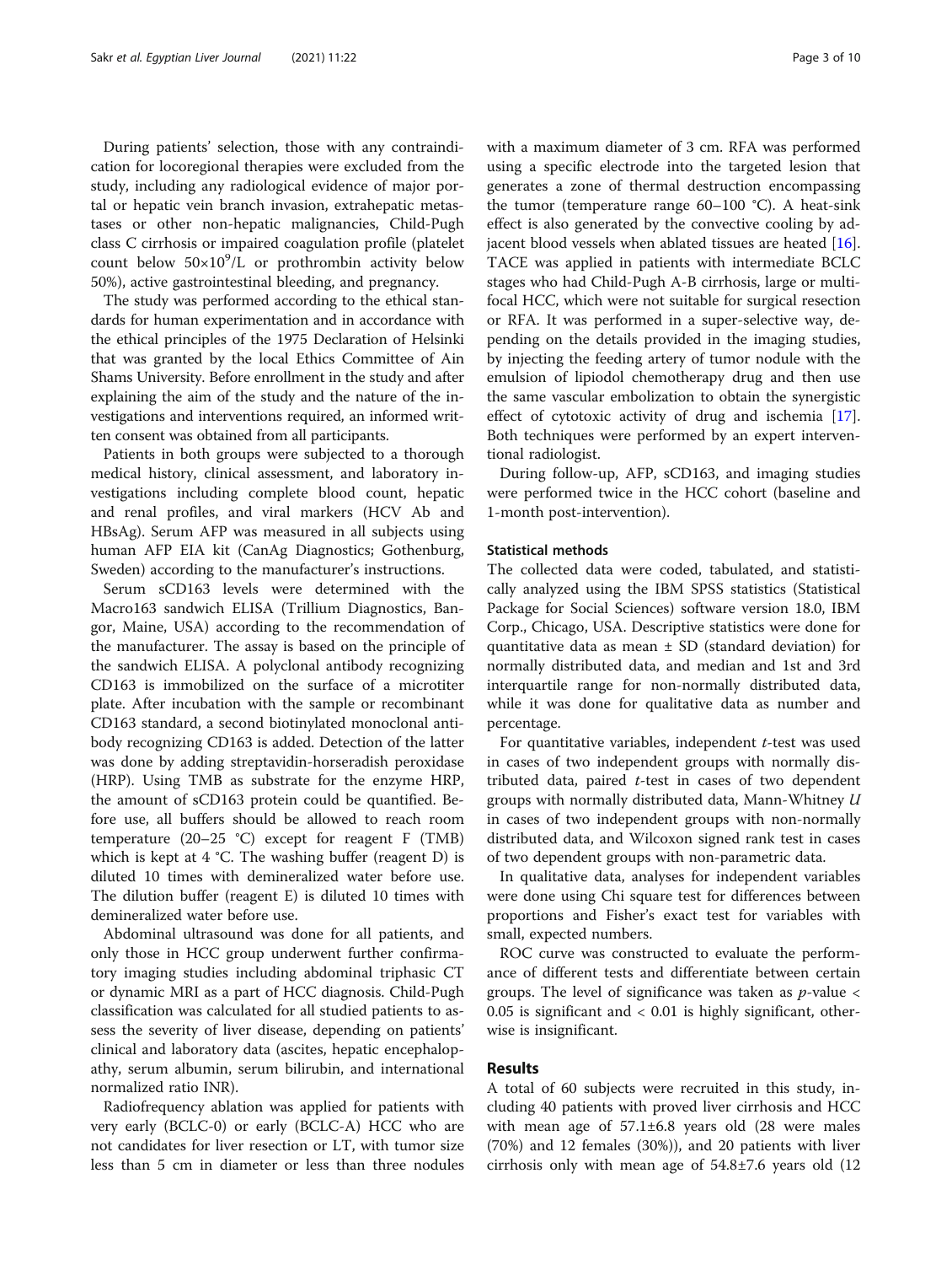During patients' selection, those with any contraindication for locoregional therapies were excluded from the study, including any radiological evidence of major portal or hepatic vein branch invasion, extrahepatic metastases or other non-hepatic malignancies, Child-Pugh class C cirrhosis or impaired coagulation profile (platelet count below $50\times10^9$/L or prothrombin activity below 50%), active gastrointestinal bleeding, and pregnancy.

The study was performed according to the ethical standards for human experimentation and in accordance with the ethical principles of the 1975 Declaration of Helsinki that was granted by the local Ethics Committee of Ain Shams University. Before enrollment in the study and after explaining the aim of the study and the nature of the investigations and interventions required, an informed written consent was obtained from all participants.

Patients in both groups were subjected to a thorough medical history, clinical assessment, and laboratory investigations including complete blood count, hepatic and renal profiles, and viral markers (HCV Ab and HBsAg). Serum AFP was measured in all subjects using human AFP EIA kit (CanAg Diagnostics; Gothenburg, Sweden) according to the manufacturer's instructions.

Serum sCD163 levels were determined with the Macro163 sandwich ELISA (Trillium Diagnostics, Bangor, Maine, USA) according to the recommendation of the manufacturer. The assay is based on the principle of the sandwich ELISA. A polyclonal antibody recognizing CD163 is immobilized on the surface of a microtiter plate. After incubation with the sample or recombinant CD163 standard, a second biotinylated monoclonal antibody recognizing CD163 is added. Detection of the latter was done by adding streptavidin-horseradish peroxidase (HRP). Using TMB as substrate for the enzyme HRP, the amount of sCD163 protein could be quantified. Before use, all buffers should be allowed to reach room temperature (20–25 °C) except for reagent F (TMB) which is kept at 4 °C. The washing buffer (reagent D) is diluted 10 times with demineralized water before use. The dilution buffer (reagent E) is diluted 10 times with demineralized water before use.

Abdominal ultrasound was done for all patients, and only those in HCC group underwent further confirmatory imaging studies including abdominal triphasic CT or dynamic MRI as a part of HCC diagnosis. Child-Pugh classification was calculated for all studied patients to assess the severity of liver disease, depending on patients' clinical and laboratory data (ascites, hepatic encephalopathy, serum albumin, serum bilirubin, and international normalized ratio INR).

Radiofrequency ablation was applied for patients with very early (BCLC-0) or early (BCLC-A) HCC who are not candidates for liver resection or LT, with tumor size less than 5 cm in diameter or less than three nodules with a maximum diameter of 3 cm. RFA was performed using a specific electrode into the targeted lesion that generates a zone of thermal destruction encompassing the tumor (temperature range 60–100 °C). A heat-sink effect is also generated by the convective cooling by adjacent blood vessels when ablated tissues are heated [16]. TACE was applied in patients with intermediate BCLC stages who had Child-Pugh A-B cirrhosis, large or multifocal HCC, which were not suitable for surgical resection or RFA. It was performed in a super-selective way, depending on the details provided in the imaging studies, by injecting the feeding artery of tumor nodule with the emulsion of lipiodol chemotherapy drug and then use the same vascular embolization to obtain the synergistic effect of cytotoxic activity of drug and ischemia [17]. Both techniques were performed by an expert interventional radiologist.

During follow-up, AFP, sCD163, and imaging studies were performed twice in the HCC cohort (baseline and 1-month post-intervention).

### Statistical methods

The collected data were coded, tabulated, and statistically analyzed using the IBM SPSS statistics (Statistical Package for Social Sciences) software version 18.0, IBM Corp., Chicago, USA. Descriptive statistics were done for quantitative data as mean ± SD (standard deviation) for normally distributed data, and median and 1st and 3rd interquartile range for non-normally distributed data, while it was done for qualitative data as number and percentage.

For quantitative variables, independent *t*-test was used in cases of two independent groups with normally distributed data, paired *t*-test in cases of two dependent groups with normally distributed data, Mann-Whitney *U* in cases of two independent groups with non-normally distributed data, and Wilcoxon signed rank test in cases of two dependent groups with non-parametric data.

In qualitative data, analyses for independent variables were done using Chi square test for differences between proportions and Fisher's exact test for variables with small, expected numbers.

ROC curve was constructed to evaluate the performance of different tests and differentiate between certain groups. The level of significance was taken as $p$-value < 0.05 is significant and < 0.01 is highly significant, otherwise is insignificant.

## Results

A total of 60 subjects were recruited in this study, including 40 patients with proved liver cirrhosis and HCC with mean age of 57.1±6.8 years old (28 were males (70%) and 12 females (30%)), and 20 patients with liver cirrhosis only with mean age of 54.8±7.6 years old (12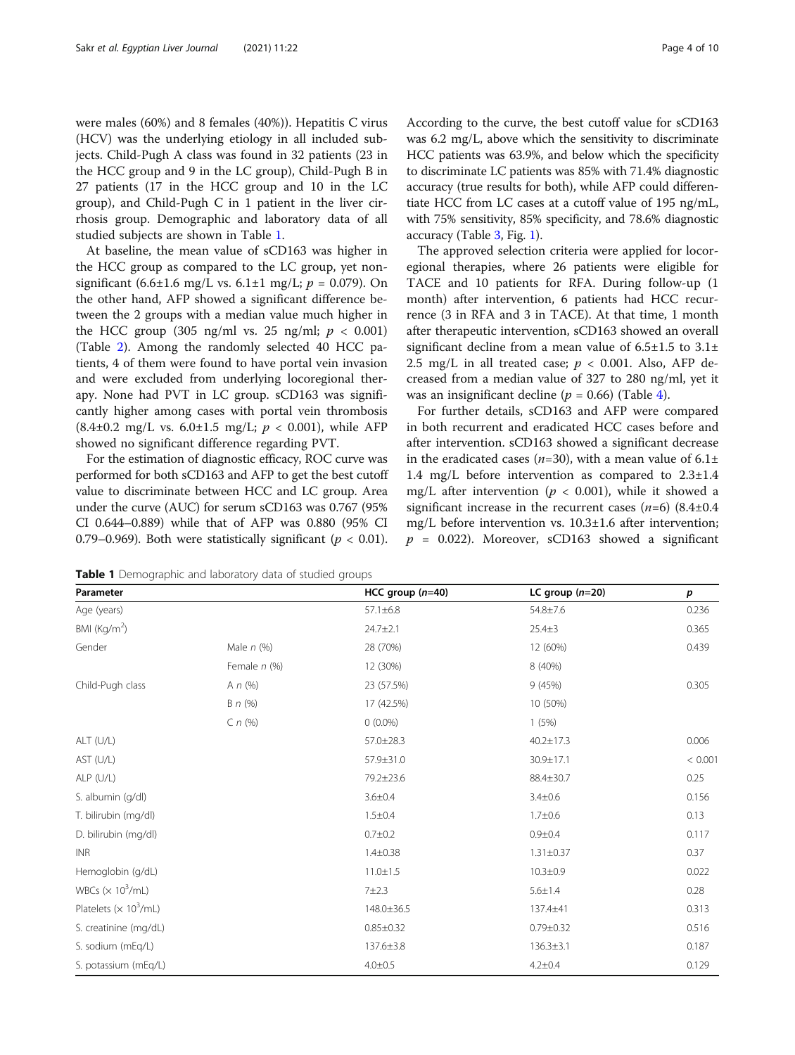were males (60%) and 8 females (40%)). Hepatitis C virus (HCV) was the underlying etiology in all included subjects. Child-Pugh A class was found in 32 patients (23 in the HCC group and 9 in the LC group), Child-Pugh B in 27 patients (17 in the HCC group and 10 in the LC group), and Child-Pugh C in 1 patient in the liver cirrhosis group. Demographic and laboratory data of all studied subjects are shown in Table 1.

At baseline, the mean value of sCD163 was higher in the HCC group as compared to the LC group, yet non-significant (6.6±1.6 mg/L vs. 6.1±1 mg/L; $p = 0.079$). On the other hand, AFP showed a significant difference between the 2 groups with a median value much higher in the HCC group (305 ng/ml vs. 25 ng/ml; $p < 0.001$) (Table 2). Among the randomly selected 40 HCC patients, 4 of them were found to have portal vein invasion and were excluded from underlying locoregional therapy. None had PVT in LC group. sCD163 was significantly higher among cases with portal vein thrombosis (8.4±0.2 mg/L vs. 6.0±1.5 mg/L; $p < 0.001$), while AFP showed no significant difference regarding PVT.

For the estimation of diagnostic efficacy, ROC curve was performed for both sCD163 and AFP to get the best cutoff value to discriminate between HCC and LC group. Area under the curve (AUC) for serum sCD163 was 0.767 (95% CI 0.644–0.889) while that of AFP was 0.880 (95% CI 0.79–0.969). Both were statistically significant ($p < 0.01$). According to the curve, the best cutoff value for sCD163 was 6.2 mg/L, above which the sensitivity to discriminate HCC patients was 63.9%, and below which the specificity to discriminate LC patients was 85% with 71.4% diagnostic accuracy (true results for both), while AFP could differentiate HCC from LC cases at a cutoff value of 195 ng/mL, with 75% sensitivity, 85% specificity, and 78.6% diagnostic accuracy (Table 3, Fig. 1).

The approved selection criteria were applied for locoregional therapies, where 26 patients were eligible for TACE and 10 patients for RFA. During follow-up (1 month) after intervention, 6 patients had HCC recurrence (3 in RFA and 3 in TACE). At that time, 1 month after therapeutic intervention, sCD163 showed an overall significant decline from a mean value of 6.5±1.5 to 3.1±2.5 mg/L in all treated case; $p < 0.001$. Also, AFP decreased from a median value of 327 to 280 ng/ml, yet it was an insignificant decline ($p = 0.66$) (Table 4).

For further details, sCD163 and AFP were compared in both recurrent and eradicated HCC cases before and after intervention. sCD163 showed a significant decrease in the eradicated cases ($n$=30), with a mean value of 6.1±1.4 mg/L before intervention as compared to 2.3±1.4 mg/L after intervention ($p < 0.001$), while it showed a significant increase in the recurrent cases ($n$=6) (8.4±0.4 mg/L before intervention vs. 10.3±1.6 after intervention; $p = 0.022$). Moreover, sCD163 showed a significant

**Table 1** Demographic and laboratory data of studied groups

| Parameter | | HCC group ($n$=40) | LC group ($n$=20) | $p$ |
|---|---|---|---|---|
| Age (years) | | 57.1±6.8 | 54.8±7.6 | 0.236 |
| BMI (Kg/m$^2$) | | 24.7±2.1 | 25.4±3 | 0.365 |
| Gender | Male $n$ (%) | 28 (70%) | 12 (60%) | 0.439 |
| | Female $n$ (%) | 12 (30%) | 8 (40%) | |
| Child-Pugh class | A $n$ (%) | 23 (57.5%) | 9 (45%) | 0.305 |
| | B $n$ (%) | 17 (42.5%) | 10 (50%) | |
| | C $n$ (%) | 0 (0.0%) | 1 (5%) | |
| ALT (U/L) | | 57.0±28.3 | 40.2±17.3 | 0.006 |
| AST (U/L) | | 57.9±31.0 | 30.9±17.1 | < 0.001 |
| ALP (U/L) | | 79.2±23.6 | 88.4±30.7 | 0.25 |
| S. albumin (g/dl) | | 3.6±0.4 | 3.4±0.6 | 0.156 |
| T. bilirubin (mg/dl) | | 1.5±0.4 | 1.7±0.6 | 0.13 |
| D. bilirubin (mg/dl) | | 0.7±0.2 | 0.9±0.4 | 0.117 |
| INR | | 1.4±0.38 | 1.31±0.37 | 0.37 |
| Hemoglobin (g/dL) | | 11.0±1.5 | 10.3±0.9 | 0.022 |
| WBCs (× 10$^3$/mL) | | 7±2.3 | 5.6±1.4 | 0.28 |
| Platelets (× 10$^3$/mL) | | 148.0±36.5 | 137.4±41 | 0.313 |
| S. creatinine (mg/dL) | | 0.85±0.32 | 0.79±0.32 | 0.516 |
| S. sodium (mEq/L) | | 137.6±3.8 | 136.3±3.1 | 0.187 |
| S. potassium (mEq/L) | | 4.0±0.5 | 4.2±0.4 | 0.129 |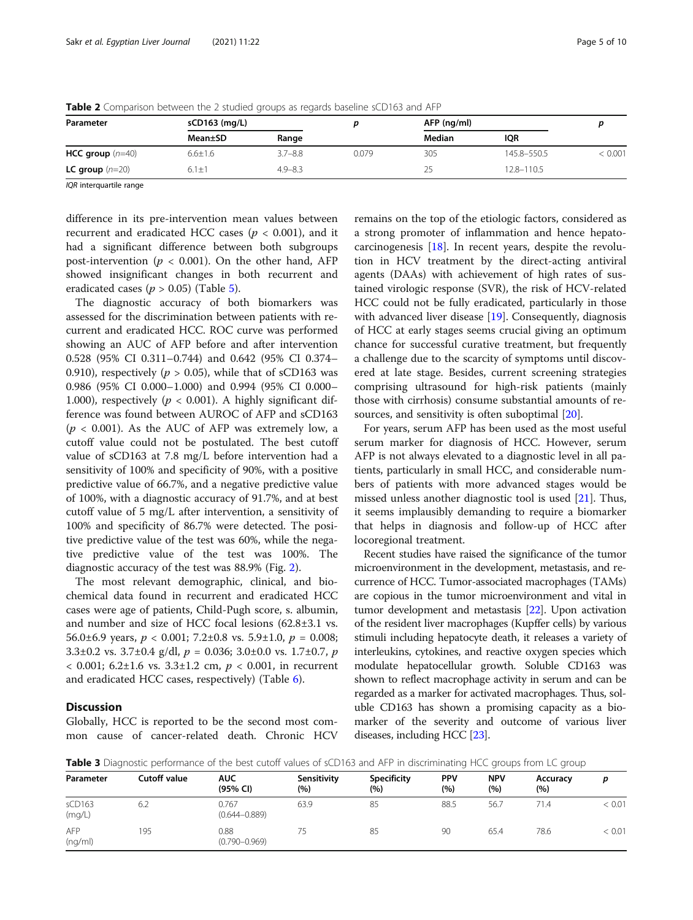**Table 2** Comparison between the 2 studied groups as regards baseline sCD163 and AFP

| Parameter | sCD163 (mg/L) | | $p$ | AFP (ng/ml) | | $p$ |
|---|---|---|---|---|---|---|
| | Mean±SD | Range | | Median | IQR | |
| **HCC group** ($n$=40) | 6.6±1.6 | 3.7–8.8 | 0.079 | 305 | 145.8–550.5 | < 0.001 |
| **LC group** ($n$=20) | 6.1±1 | 4.9–8.3 | | 25 | 12.8–110.5 | |

*IQR* interquartile range

difference in its pre-intervention mean values between recurrent and eradicated HCC cases ($p < 0.001$), and it had a significant difference between both subgroups post-intervention ($p < 0.001$). On the other hand, AFP showed insignificant changes in both recurrent and eradicated cases ($p > 0.05$) (Table 5).

The diagnostic accuracy of both biomarkers was assessed for the discrimination between patients with recurrent and eradicated HCC. ROC curve was performed showing an AUC of AFP before and after intervention 0.528 (95% CI 0.311–0.744) and 0.642 (95% CI 0.374–0.910), respectively ($p > 0.05$), while that of sCD163 was 0.986 (95% CI 0.000–1.000) and 0.994 (95% CI 0.000–1.000), respectively ($p < 0.001$). A highly significant difference was found between AUROC of AFP and sCD163 ($p < 0.001$). As the AUC of AFP was extremely low, a cutoff value could not be postulated. The best cutoff value of sCD163 at 7.8 mg/L before intervention had a sensitivity of 100% and specificity of 90%, with a positive predictive value of 66.7%, and a negative predictive value of 100%, with a diagnostic accuracy of 91.7%, and at best cutoff value of 5 mg/L after intervention, a sensitivity of 100% and specificity of 86.7% were detected. The positive predictive value of the test was 60%, while the negative predictive value of the test was 100%. The diagnostic accuracy of the test was 88.9% (Fig. 2).

The most relevant demographic, clinical, and biochemical data found in recurrent and eradicated HCC cases were age of patients, Child-Pugh score, s. albumin, and number and size of HCC focal lesions (62.8±3.1 vs. 56.0±6.9 years, $p < 0.001$; 7.2±0.8 vs. 5.9±1.0, $p = 0.008$; 3.3±0.2 vs. 3.7±0.4 g/dl, $p = 0.036$; 3.0±0.0 vs. 1.7±0.7, $p < 0.001$; 6.2±1.6 vs. 3.3±1.2 cm, $p < 0.001$, in recurrent and eradicated HCC cases, respectively) (Table 6).

## Discussion

Globally, HCC is reported to be the second most common cause of cancer-related death. Chronic HCV remains on the top of the etiologic factors, considered as a strong promoter of inflammation and hence hepatocarcinogenesis [18]. In recent years, despite the revolution in HCV treatment by the direct-acting antiviral agents (DAAs) with achievement of high rates of sustained virologic response (SVR), the risk of HCV-related HCC could not be fully eradicated, particularly in those with advanced liver disease [19]. Consequently, diagnosis of HCC at early stages seems crucial giving an optimum chance for successful curative treatment, but frequently a challenge due to the scarcity of symptoms until discovered at late stage. Besides, current screening strategies comprising ultrasound for high-risk patients (mainly those with cirrhosis) consume substantial amounts of resources, and sensitivity is often suboptimal [20].

For years, serum AFP has been used as the most useful serum marker for diagnosis of HCC. However, serum AFP is not always elevated to a diagnostic level in all patients, particularly in small HCC, and considerable numbers of patients with more advanced stages would be missed unless another diagnostic tool is used [21]. Thus, it seems implausibly demanding to require a biomarker that helps in diagnosis and follow-up of HCC after locoregional treatment.

Recent studies have raised the significance of the tumor microenvironment in the development, metastasis, and recurrence of HCC. Tumor-associated macrophages (TAMs) are copious in the tumor microenvironment and vital in tumor development and metastasis [22]. Upon activation of the resident liver macrophages (Kupffer cells) by various stimuli including hepatocyte death, it releases a variety of interleukins, cytokines, and reactive oxygen species which modulate hepatocellular growth. Soluble CD163 was shown to reflect macrophage activity in serum and can be regarded as a marker for activated macrophages. Thus, soluble CD163 has shown a promising capacity as a biomarker of the severity and outcome of various liver diseases, including HCC [23].

**Table 3** Diagnostic performance of the best cutoff values of sCD163 and AFP in discriminating HCC groups from LC group

| Parameter | Cutoff value | AUC (95% CI) | Sensitivity (%) | Specificity (%) | PPV (%) | NPV (%) | Accuracy (%) | $p$ |
|---|---|---|---|---|---|---|---|---|
| sCD163 (mg/L) | 6.2 | 0.767 (0.644–0.889) | 63.9 | 85 | 88.5 | 56.7 | 71.4 | < 0.01 |
| AFP (ng/ml) | 195 | 0.88 (0.790–0.969) | 75 | 85 | 90 | 65.4 | 78.6 | < 0.01 |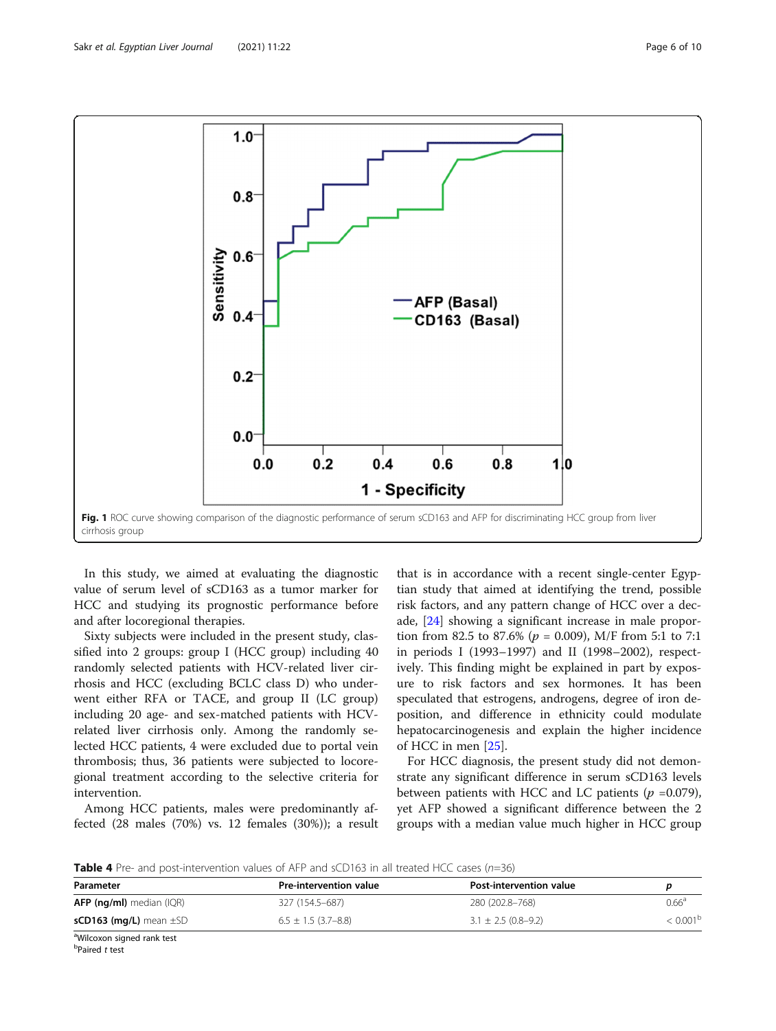Fig. 1 ROC curve showing comparison of the diagnostic performance of serum sCD163 and AFP for discriminating HCC group from liver cirrhosis group

In this study, we aimed at evaluating the diagnostic value of serum level of sCD163 as a tumor marker for HCC and studying its prognostic performance before and after locoregional therapies.

Sixty subjects were included in the present study, classified into 2 groups: group I (HCC group) including 40 randomly selected patients with HCV-related liver cirrhosis and HCC (excluding BCLC class D) who underwent either RFA or TACE, and group II (LC group) including 20 age- and sex-matched patients with HCV-related liver cirrhosis only. Among the randomly selected HCC patients, 4 were excluded due to portal vein thrombosis; thus, 36 patients were subjected to locoregional treatment according to the selective criteria for intervention.

Among HCC patients, males were predominantly affected (28 males (70%) vs. 12 females (30%)); a result that is in accordance with a recent single-center Egyptian study that aimed at identifying the trend, possible risk factors, and any pattern change of HCC over a decade, [24] showing a significant increase in male proportion from 82.5 to 87.6% ($p$ = 0.009), M/F from 5:1 to 7:1 in periods I (1993–1997) and II (1998–2002), respectively. This finding might be explained in part by exposure to risk factors and sex hormones. It has been speculated that estrogens, androgens, degree of iron deposition, and difference in ethnicity could modulate hepatocarcinogenesis and explain the higher incidence of HCC in men [25].

For HCC diagnosis, the present study did not demonstrate any significant difference in serum sCD163 levels between patients with HCC and LC patients ($p$ =0.079), yet AFP showed a significant difference between the 2 groups with a median value much higher in HCC group

**Table 4** Pre- and post-intervention values of AFP and sCD163 in all treated HCC cases ($n$=36)

| Parameter | Pre-intervention value | Post-intervention value | $p$ |
|---|---|---|---|
| **AFP (ng/ml)** median (IQR) | 327 (154.5–687) | 280 (202.8–768) | 0.66[a] |
| **sCD163 (mg/L)** mean ±SD | 6.5 ± 1.5 (3.7–8.8) | 3.1 ± 2.5 (0.8–9.2) | < 0.001[b] |

[a]Wilcoxon signed rank test
[b]Paired $t$ test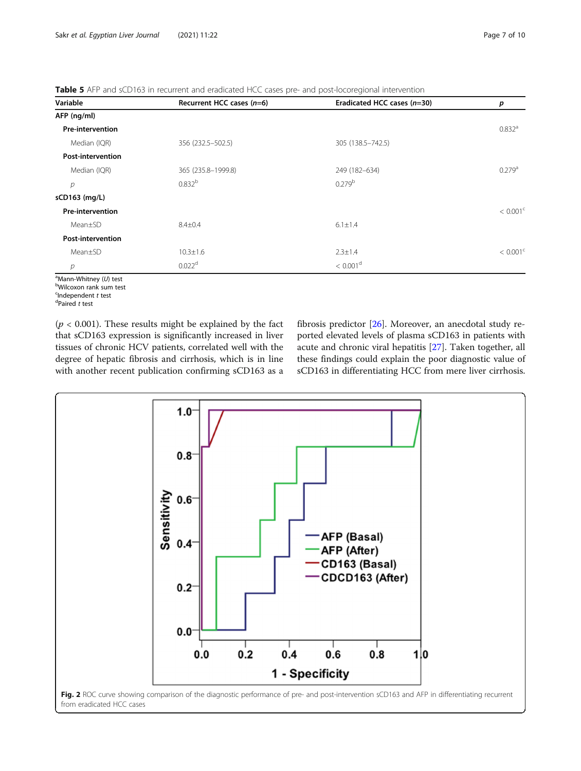**Table 5** AFP and sCD163 in recurrent and eradicated HCC cases pre- and post-locoregional intervention

| Variable | Recurrent HCC cases (*n*=6) | Eradicated HCC cases (*n*=30) | *p* |
|---|---|---|---|
| **AFP (ng/ml)** | | | |
| **Pre-intervention** | | | 0.832[a] |
| Median (IQR) | 356 (232.5–502.5) | 305 (138.5–742.5) | |
| **Post-intervention** | | | |
| Median (IQR) | 365 (235.8–1999.8) | 249 (182–634) | 0.279[a] |
| *p* | 0.832[b] | 0.279[b] | |
| **sCD163 (mg/L)** | | | |
| **Pre-intervention** | | | < 0.001[c] |
| Mean±SD | 8.4±0.4 | 6.1±1.4 | |
| **Post-intervention** | | | |
| Mean±SD | 10.3±1.6 | 2.3±1.4 | < 0.001[c] |
| *p* | 0.022[d] | < 0.001[d] | |

[a]Mann-Whitney (*U*) test
[b]Wilcoxon rank sum test
[c]Independent *t* test
[d]Paired *t* test

($p < 0.001$). These results might be explained by the fact that sCD163 expression is significantly increased in liver tissues of chronic HCV patients, correlated well with the degree of hepatic fibrosis and cirrhosis, which is in line with another recent publication confirming sCD163 as a fibrosis predictor [26]. Moreover, an anecdotal study reported elevated levels of plasma sCD163 in patients with acute and chronic viral hepatitis [27]. Taken together, all these findings could explain the poor diagnostic value of sCD163 in differentiating HCC from mere liver cirrhosis.

**Fig. 2** ROC curve showing comparison of the diagnostic performance of pre- and post-intervention sCD163 and AFP in differentiating recurrent from eradicated HCC cases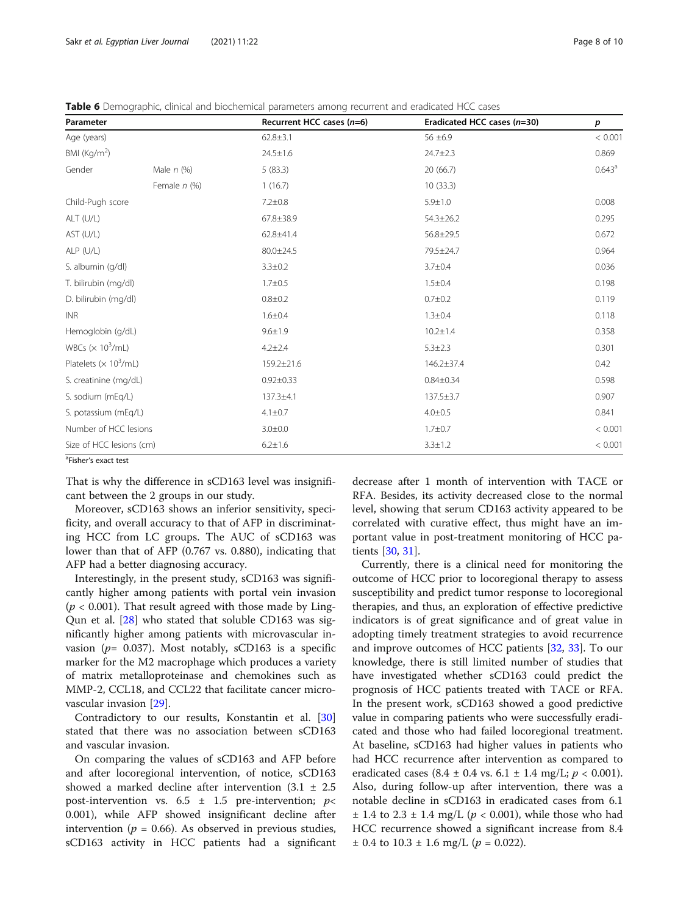**Table 6** Demographic, clinical and biochemical parameters among recurrent and eradicated HCC cases

| Parameter | | Recurrent HCC cases (*n*=6) | Eradicated HCC cases (*n*=30) | *p* |
|---|---|---|---|---|
| Age (years) | | 62.8±3.1 | 56 ±6.9 | < 0.001 |
| BMI (Kg/m$^2$) | | 24.5±1.6 | 24.7±2.3 | 0.869 |
| Gender | Male *n* (%) | 5 (83.3) | 20 (66.7) | 0.643[a] |
| | Female *n* (%) | 1 (16.7) | 10 (33.3) | |
| Child-Pugh score | | 7.2±0.8 | 5.9±1.0 | 0.008 |
| ALT (U/L) | | 67.8±38.9 | 54.3±26.2 | 0.295 |
| AST (U/L) | | 62.8±41.4 | 56.8±29.5 | 0.672 |
| ALP (U/L) | | 80.0±24.5 | 79.5±24.7 | 0.964 |
| S. albumin (g/dl) | | 3.3±0.2 | 3.7±0.4 | 0.036 |
| T. bilirubin (mg/dl) | | 1.7±0.5 | 1.5±0.4 | 0.198 |
| D. bilirubin (mg/dl) | | 0.8±0.2 | 0.7±0.2 | 0.119 |
| INR | | 1.6±0.4 | 1.3±0.4 | 0.118 |
| Hemoglobin (g/dL) | | 9.6±1.9 | 10.2±1.4 | 0.358 |
| WBCs (× 10$^3$/mL) | | 4.2±2.4 | 5.3±2.3 | 0.301 |
| Platelets (× 10$^3$/mL) | | 159.2±21.6 | 146.2±37.4 | 0.42 |
| S. creatinine (mg/dL) | | 0.92±0.33 | 0.84±0.34 | 0.598 |
| S. sodium (mEq/L) | | 137.3±4.1 | 137.5±3.7 | 0.907 |
| S. potassium (mEq/L) | | 4.1±0.7 | 4.0±0.5 | 0.841 |
| Number of HCC lesions | | 3.0±0.0 | 1.7±0.7 | < 0.001 |
| Size of HCC lesions (cm) | | 6.2±1.6 | 3.3±1.2 | < 0.001 |

[a]Fisher's exact test

That is why the difference in sCD163 level was insignificant between the 2 groups in our study.

Moreover, sCD163 shows an inferior sensitivity, specificity, and overall accuracy to that of AFP in discriminating HCC from LC groups. The AUC of sCD163 was lower than that of AFP (0.767 vs. 0.880), indicating that AFP had a better diagnosing accuracy.

Interestingly, in the present study, sCD163 was significantly higher among patients with portal vein invasion ($p$ < 0.001). That result agreed with those made by Ling-Qun et al. [28] who stated that soluble CD163 was significantly higher among patients with microvascular invasion ($p$= 0.037). Most notably, sCD163 is a specific marker for the M2 macrophage which produces a variety of matrix metalloproteinase and chemokines such as MMP-2, CCL18, and CCL22 that facilitate cancer microvascular invasion [29].

Contradictory to our results, Konstantin et al. [30] stated that there was no association between sCD163 and vascular invasion.

On comparing the values of sCD163 and AFP before and after locoregional intervention, of notice, sCD163 showed a marked decline after intervention (3.1 ± 2.5 post-intervention vs. 6.5 ± 1.5 pre-intervention; $p$< 0.001), while AFP showed insignificant decline after intervention ($p$ = 0.66). As observed in previous studies, sCD163 activity in HCC patients had a significant decrease after 1 month of intervention with TACE or RFA. Besides, its activity decreased close to the normal level, showing that serum CD163 activity appeared to be correlated with curative effect, thus might have an important value in post-treatment monitoring of HCC patients [30, 31].

Currently, there is a clinical need for monitoring the outcome of HCC prior to locoregional therapy to assess susceptibility and predict tumor response to locoregional therapies, and thus, an exploration of effective predictive indicators is of great significance and of great value in adopting timely treatment strategies to avoid recurrence and improve outcomes of HCC patients [32, 33]. To our knowledge, there is still limited number of studies that have investigated whether sCD163 could predict the prognosis of HCC patients treated with TACE or RFA. In the present work, sCD163 showed a good predictive value in comparing patients who were successfully eradicated and those who had failed locoregional treatment. At baseline, sCD163 had higher values in patients who had HCC recurrence after intervention as compared to eradicated cases (8.4 ± 0.4 vs. 6.1 ± 1.4 mg/L; $p$ < 0.001). Also, during follow-up after intervention, there was a notable decline in sCD163 in eradicated cases from 6.1 ± 1.4 to 2.3 ± 1.4 mg/L ($p$ < 0.001), while those who had HCC recurrence showed a significant increase from 8.4 ± 0.4 to 10.3 ± 1.6 mg/L ($p$ = 0.022).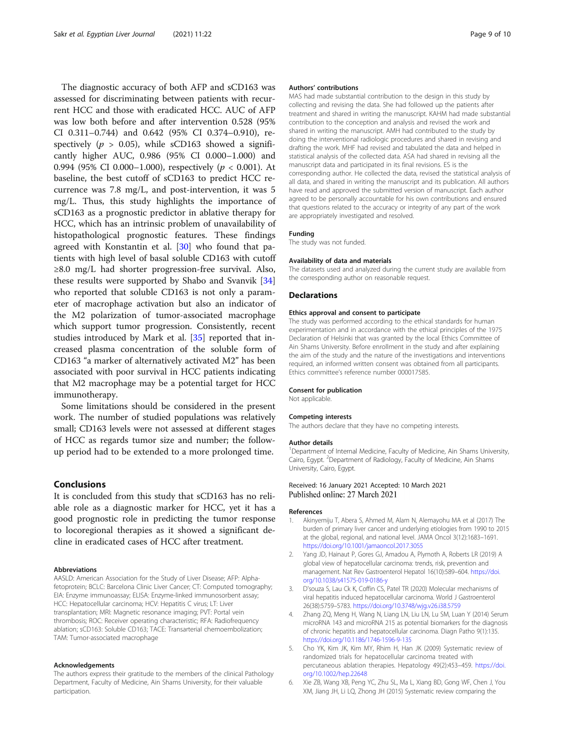The diagnostic accuracy of both AFP and sCD163 was assessed for discriminating between patients with recurrent HCC and those with eradicated HCC. AUC of AFP was low both before and after intervention 0.528 (95% CI 0.311–0.744) and 0.642 (95% CI 0.374–0.910), respectively ($p > 0.05$), while sCD163 showed a significantly higher AUC, 0.986 (95% CI 0.000–1.000) and 0.994 (95% CI 0.000–1.000), respectively ($p < 0.001$). At baseline, the best cutoff of sCD163 to predict HCC recurrence was 7.8 mg/L, and post-intervention, it was 5 mg/L. Thus, this study highlights the importance of sCD163 as a prognostic predictor in ablative therapy for HCC, which has an intrinsic problem of unavailability of histopathological prognostic features. These findings agreed with Konstantin et al. [30] who found that patients with high level of basal soluble CD163 with cutoff ≥8.0 mg/L had shorter progression-free survival. Also, these results were supported by Shabo and Svanvik [34] who reported that soluble CD163 is not only a parameter of macrophage activation but also an indicator of the M2 polarization of tumor-associated macrophage which support tumor progression. Consistently, recent studies introduced by Mark et al. [35] reported that increased plasma concentration of the soluble form of CD163 "a marker of alternatively activated M2" has been associated with poor survival in HCC patients indicating that M2 macrophage may be a potential target for HCC immunotherapy.

Some limitations should be considered in the present work. The number of studied populations was relatively small; CD163 levels were not assessed at different stages of HCC as regards tumor size and number; the follow-up period had to be extended to a more prolonged time.

## Conclusions

It is concluded from this study that sCD163 has no reliable role as a diagnostic marker for HCC, yet it has a good prognostic role in predicting the tumor response to locoregional therapies as it showed a significant decline in eradicated cases of HCC after treatment.

#### Abbreviations

AASLD: American Association for the Study of Liver Disease; AFP: Alpha-fetoprotein; BCLC: Barcelona Clinic Liver Cancer; CT: Computed tomography; EIA: Enzyme immunoassay; ELISA: Enzyme-linked immunosorbent assay; HCC: Hepatocellular carcinoma; HCV: Hepatitis C virus; LT: Liver transplantation; MRI: Magnetic resonance imaging; PVT: Portal vein thrombosis; ROC: Receiver operating characteristic; RFA: Radiofrequency ablation; sCD163: Soluble CD163; TACE: Transarterial chemoembolization; TAM: Tumor-associated macrophage

#### Acknowledgements

The authors express their gratitude to the members of the clinical Pathology Department, Faculty of Medicine, Ain Shams University, for their valuable participation.

#### Authors' contributions

MAS had made substantial contribution to the design in this study by collecting and revising the data. She had followed up the patients after treatment and shared in writing the manuscript. KAHM had made substantial contribution to the conception and analysis and revised the work and shared in writing the manuscript. AMH had contributed to the study by doing the interventional radiologic procedures and shared in revising and drafting the work. MHF had revised and tabulated the data and helped in statistical analysis of the collected data. ASA had shared in revising all the manuscript data and participated in its final revisions. ES is the corresponding author. He collected the data, revised the statistical analysis of all data, and shared in writing the manuscript and its publication. All authors have read and approved the submitted version of manuscript. Each author agreed to be personally accountable for his own contributions and ensured that questions related to the accuracy or integrity of any part of the work are appropriately investigated and resolved.

#### Funding

The study was not funded.

#### Availability of data and materials

The datasets used and analyzed during the current study are available from the corresponding author on reasonable request.

## Declarations

#### Ethics approval and consent to participate

The study was performed according to the ethical standards for human experimentation and in accordance with the ethical principles of the 1975 Declaration of Helsinki that was granted by the local Ethics Committee of Ain Shams University. Before enrollment in the study and after explaining the aim of the study and the nature of the investigations and interventions required, an informed written consent was obtained from all participants. Ethics committee's reference number 000017585.

#### Consent for publication

Not applicable.

#### Competing interests

The authors declare that they have no competing interests.

#### Author details

[1]Department of Internal Medicine, Faculty of Medicine, Ain Shams University, Cairo, Egypt. [2]Department of Radiology, Faculty of Medicine, Ain Shams University, Cairo, Egypt.

Received: 16 January 2021 Accepted: 10 March 2021
Published online: 27 March 2021

#### References

1. Akinyemiju T, Abera S, Ahmed M, Alam N, Alemayohu MA et al (2017) The burden of primary liver cancer and underlying etiologies from 1990 to 2015 at the global, regional, and national level. JAMA Oncol 3(12):1683–1691. https://doi.org/10.1001/jamaoncol.2017.3055
2. Yang JD, Hainaut P, Gores GJ, Amadou A, Plymoth A, Roberts LR (2019) A global view of hepatocellular carcinoma: trends, risk, prevention and management. Nat Rev Gastroenterol Hepatol 16(10):589–604. https://doi.org/10.1038/s41575-019-0186-y
3. D'souza S, Lau Ck K, Coffin CS, Patel TR (2020) Molecular mechanisms of viral hepatitis induced hepatocellular carcinoma. World J Gastroenterol 26(38):5759–5783. https://doi.org/10.3748/wjg.v26.i38.5759
4. Zhang ZQ, Meng H, Wang N, Liang LN, Liu LN, Lu SM, Luan Y (2014) Serum microRNA 143 and microRNA 215 as potential biomarkers for the diagnosis of chronic hepatitis and hepatocellular carcinoma. Diagn Patho 9(1):135. https://doi.org/10.1186/1746-1596-9-135
5. Cho YK, Kim JK, Kim MY, Rhim H, Han JK (2009) Systematic review of randomized trials for hepatocellular carcinoma treated with percutaneous ablation therapies. Hepatology 49(2):453–459. https://doi.org/10.1002/hep.22648
6. Xie ZB, Wang XB, Peng YC, Zhu SL, Ma L, Xiang BD, Gong WF, Chen J, You XM, Jiang JH, Li LQ, Zhong JH (2015) Systematic review comparing the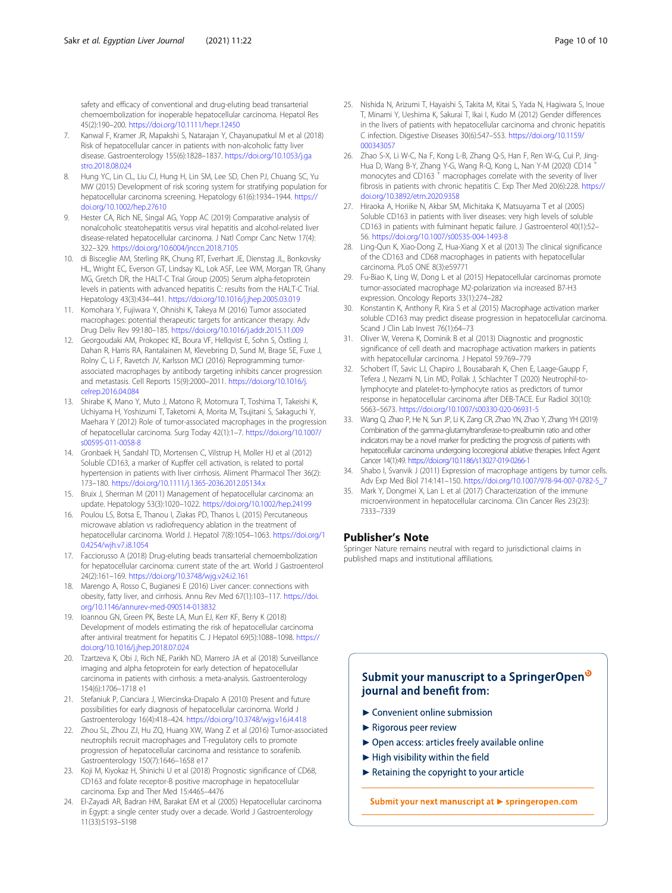safety and efficacy of conventional and drug-eluting bead transarterial chemoembolization for inoperable hepatocellular carcinoma. Hepatol Res 45(2):190–200. https://doi.org/10.1111/hepr.12450

7. Kanwal F, Kramer JR, Mapakshi S, Natarajan Y, Chayanupatkul M et al (2018) Risk of hepatocellular cancer in patients with non-alcoholic fatty liver disease. Gastroenterology 155(6):1828–1837. https://doi.org/10.1053/j.gastro.2018.08.024
8. Hung YC, Lin CL, Liu CJ, Hung H, Lin SM, Lee SD, Chen PJ, Chuang SC, Yu MW (2015) Development of risk scoring system for stratifying population for hepatocellular carcinoma screening. Hepatology 61(6):1934–1944. https://doi.org/10.1002/hep.27610
9. Hester CA, Rich NE, Singal AG, Yopp AC (2019) Comparative analysis of nonalcoholic steatohepatitis versus viral hepatitis and alcohol-related liver disease-related hepatocellular carcinoma. J Natl Compr Canc Netw 17(4): 322–329. https://doi.org/10.6004/jnccn.2018.7105
10. di Bisceglie AM, Sterling RK, Chung RT, Everhart JE, Dienstag JL, Bonkovsky HL, Wright EC, Everson GT, Lindsay KL, Lok ASF, Lee WM, Morgan TR, Ghany MG, Gretch DR, the HALT-C Trial Group (2005) Serum alpha-fetoprotein levels in patients with advanced hepatitis C: results from the HALT-C Trial. Hepatology 43(3):434–441. https://doi.org/10.1016/j.jhep.2005.03.019
11. Komohara Y, Fujiwara Y, Ohnishi K, Takeya M (2016) Tumor associated macrophages: potential therapeutic targets for anticancer therapy. Adv Drug Deliv Rev 99:180–185. https://doi.org/10.1016/j.addr.2015.11.009
12. Georgoudaki AM, Prokopec KE, Boura VF, Hellqvist E, Sohn S, Östling J, Dahan R, Harris RA, Rantalainen M, Klevebring D, Sund M, Brage SE, Fuxe J, Rolny C, Li F, Ravetch JV, Karlsson MCI (2016) Reprogramming tumor-associated macrophages by antibody targeting inhibits cancer progression and metastasis. Cell Reports 15(9):2000–2011. https://doi.org/10.1016/j.celrep.2016.04.084
13. Shirabe K, Mano Y, Muto J, Matono R, Motomura T, Toshima T, Takeishi K, Uchiyama H, Yoshizumi T, Taketomi A, Morita M, Tsujitani S, Sakaguchi Y, Maehara Y (2012) Role of tumor-associated macrophages in the progression of hepatocellular carcinoma. Surg Today 42(1):1–7. https://doi.org/10.1007/s00595-011-0058-8
14. Gronbaek H, Sandahl TD, Mortensen C, Vilstrup H, Moller HJ et al (2012) Soluble CD163, a marker of Kupffer cell activation, is related to portal hypertension in patients with liver cirrhosis. Aliment Pharmacol Ther 36(2): 173–180. https://doi.org/10.1111/j.1365-2036.2012.05134.x
15. Bruix J, Sherman M (2011) Management of hepatocellular carcinoma: an update. Hepatology 53(3):1020–1022. https://doi.org/10.1002/hep.24199
16. Poulou LS, Botsa E, Thanou I, Ziakas PD, Thanos L (2015) Percutaneous microwave ablation vs radiofrequency ablation in the treatment of hepatocellular carcinoma. World J. Hepatol 7(8):1054–1063. https://doi.org/10.4254/wjh.v7.i8.1054
17. Facciorusso A (2018) Drug-eluting beads transarterial chemoembolization for hepatocellular carcinoma: current state of the art. World J Gastroenterol 24(2):161–169. https://doi.org/10.3748/wjg.v24.i2.161
18. Marengo A, Rosso C, Bugianesi E (2016) Liver cancer: connections with obesity, fatty liver, and cirrhosis. Annu Rev Med 67(1):103–117. https://doi.org/10.1146/annurev-med-090514-013832
19. Ioannou GN, Green PK, Beste LA, Mun EJ, Kerr KF, Berry K (2018) Development of models estimating the risk of hepatocellular carcinoma after antiviral treatment for hepatitis C. J Hepatol 69(5):1088–1098. https://doi.org/10.1016/j.jhep.2018.07.024
20. Tzartzeva K, Obi J, Rich NE, Parikh ND, Marrero JA et al (2018) Surveillance imaging and alpha fetoprotein for early detection of hepatocellular carcinoma in patients with cirrhosis: a meta-analysis. Gastroenterology 154(6):1706–1718 e1
21. Stefaniuk P, Cianciara J, Wiercinska-Drapalo A (2010) Present and future possibilities for early diagnosis of hepatocellular carcinoma. World J Gastroenterology 16(4):418–424. https://doi.org/10.3748/wjg.v16.i4.418
22. Zhou SL, Zhou ZJ, Hu ZQ, Huang XW, Wang Z et al (2016) Tumor-associated neutrophils recruit macrophages and T-regulatory cells to promote progression of hepatocellular carcinoma and resistance to sorafenib. Gastroenterology 150(7):1646–1658 e17
23. Koji M, Kiyokaz H, Shinichi U et al (2018) Prognostic significance of CD68, CD163 and folate receptor-B positive macrophage in hepatocellular carcinoma. Exp and Ther Med 15:4465–4476
24. El-Zayadi AR, Badran HM, Barakat EM et al (2005) Hepatocellular carcinoma in Egypt: a single center study over a decade. World J Gastroenterology 11(33):5193–5198
25. Nishida N, Arizumi T, Hayaishi S, Takita M, Kitai S, Yada N, Hagiwara S, Inoue T, Minami Y, Ueshima K, Sakurai T, Ikai I, Kudo M (2012) Gender differences in the livers of patients with hepatocellular carcinoma and chronic hepatitis C infection. Digestive Diseases 30(6):547–553. https://doi.org/10.1159/000343057
26. Zhao S-X, Li W-C, Na F, Kong L-B, Zhang Q-S, Han F, Ren W-G, Cui P, Jing-Hua D, Wang B-Y, Zhang Y-G, Wang R-Q, Kong L, Nan Y-M (2020) CD14 $^{+}$ monocytes and CD163 $^{+}$ macrophages correlate with the severity of liver fibrosis in patients with chronic hepatitis C. Exp Ther Med 20(6):228. https://doi.org/10.3892/etm.2020.9358
27. Hiraoka A, Horiike N, Akbar SM, Michitaka K, Matsuyama T et al (2005) Soluble CD163 in patients with liver diseases: very high levels of soluble CD163 in patients with fulminant hepatic failure. J Gastroenterol 40(1):52–56. https://doi.org/10.1007/s00535-004-1493-8
28. Ling-Qun K, Xiao-Dong Z, Hua-Xiang X et al (2013) The clinical significance of the CD163 and CD68 macrophages in patients with hepatocellular carcinoma. PLoS ONE 8(3):e59771
29. Fu-Biao K, Ling W, Dong L et al (2015) Hepatocellular carcinomas promote tumor-associated macrophage M2-polarization via increased B7-H3 expression. Oncology Reports 33(1):274–282
30. Konstantin K, Anthony R, Kira S et al (2015) Macrophage activation marker soluble CD163 may predict disease progression in hepatocellular carcinoma. Scand J Clin Lab Invest 76(1):64–73
31. Oliver W, Verena K, Dominik B et al (2013) Diagnostic and prognostic significance of cell death and macrophage activation markers in patients with hepatocellular carcinoma. J Hepatol 59:769–779
32. Schobert IT, Savic LJ, Chapiro J, Bousabarah K, Chen E, Laage-Gaupp F, Tefera J, Nezami N, Lin MD, Pollak J, Schlachter T (2020) Neutrophil-to-lymphocyte and platelet-to-lymphocyte ratios as predictors of tumor response in hepatocellular carcinoma after DEB-TACE. Eur Radiol 30(10): 5663–5673. https://doi.org/10.1007/s00330-020-06931-5
33. Wang Q, Zhao P, He N, Sun JP, Li K, Zang CR, Zhao YN, Zhao Y, Zhang YH (2019) Combination of the gamma-glutamyltransferase-to-prealbumin ratio and other indicators may be a novel marker for predicting the prognosis of patients with hepatocellular carcinoma undergoing locoregional ablative therapies. Infect Agent Cancer 14(1):49. https://doi.org/10.1186/s13027-019-0266-1
34. Shabo I, Svanvik J (2011) Expression of macrophage antigens by tumor cells. Adv Exp Med Biol 714:141–150. https://doi.org/10.1007/978-94-007-0782-5_7
35. Mark Y, Dongmei X, Lan L et al (2017) Characterization of the immune microenvironment in hepatocellular carcinoma. Clin Cancer Res 23(23): 7333–7339

## Publisher's Note

Springer Nature remains neutral with regard to jurisdictional claims in published maps and institutional affiliations.

**Submit your manuscript to a SpringerOpen journal and benefit from:**

- ► Convenient online submission
- ► Rigorous peer review
- ► Open access: articles freely available online
- ► High visibility within the field
- ► Retaining the copyright to your article

**Submit your next manuscript at ► springeropen.com**